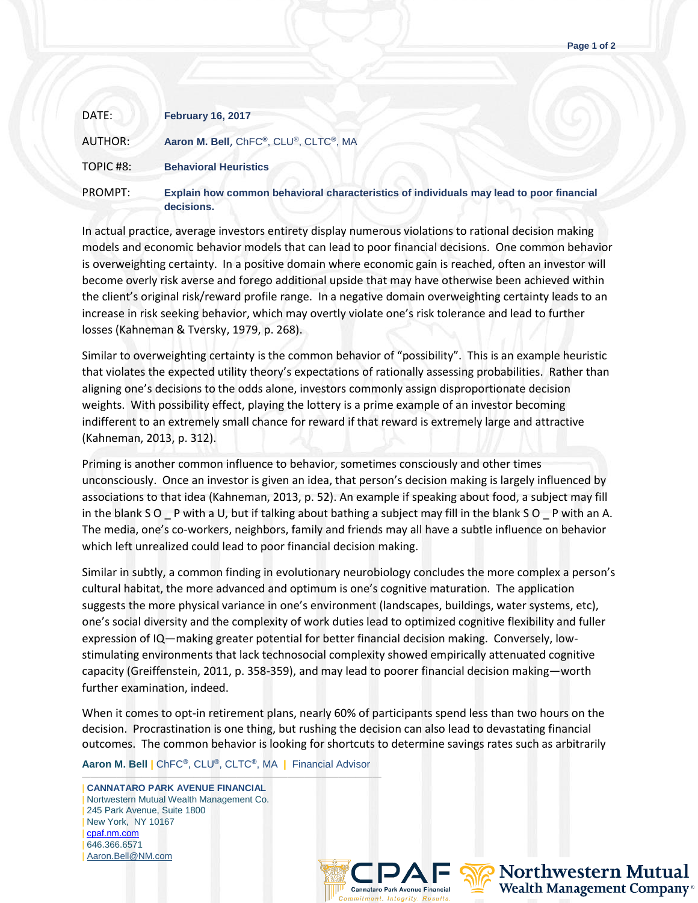| | |
|---|---|
| DATE: | **February 16, 2017** |
| AUTHOR: | **Aaron M. Bell**, ChFC®, CLU®, CLTC®, MA |
| TOPIC #8: | **Behavioral Heuristics** |
| PROMPT: | **Explain how common behavioral characteristics of individuals may lead to poor financial decisions.** |

In actual practice, average investors entirety display numerous violations to rational decision making models and economic behavior models that can lead to poor financial decisions. One common behavior is overweighting certainty. In a positive domain where economic gain is reached, often an investor will become overly risk averse and forego additional upside that may have otherwise been achieved within the client's original risk/reward profile range. In a negative domain overweighting certainty leads to an increase in risk seeking behavior, which may overtly violate one's risk tolerance and lead to further losses (Kahneman & Tversky, 1979, p. 268).

Similar to overweighting certainty is the common behavior of "possibility". This is an example heuristic that violates the expected utility theory's expectations of rationally assessing probabilities. Rather than aligning one's decisions to the odds alone, investors commonly assign disproportionate decision weights. With possibility effect, playing the lottery is a prime example of an investor becoming indifferent to an extremely small chance for reward if that reward is extremely large and attractive (Kahneman, 2013, p. 312).

Priming is another common influence to behavior, sometimes consciously and other times unconsciously. Once an investor is given an idea, that person's decision making is largely influenced by associations to that idea (Kahneman, 2013, p. 52). An example if speaking about food, a subject may fill in the blank S O _ P with a U, but if talking about bathing a subject may fill in the blank S O _ P with an A. The media, one's co-workers, neighbors, family and friends may all have a subtle influence on behavior which left unrealized could lead to poor financial decision making.

Similar in subtly, a common finding in evolutionary neurobiology concludes the more complex a person's cultural habitat, the more advanced and optimum is one's cognitive maturation. The application suggests the more physical variance in one's environment (landscapes, buildings, water systems, etc), one's social diversity and the complexity of work duties lead to optimized cognitive flexibility and fuller expression of IQ—making greater potential for better financial decision making. Conversely, low-stimulating environments that lack technosocial complexity showed empirically attenuated cognitive capacity (Greiffenstein, 2011, p. 358-359), and may lead to poorer financial decision making—worth further examination, indeed.

When it comes to opt-in retirement plans, nearly 60% of participants spend less than two hours on the decision. Procrastination is one thing, but rushing the decision can also lead to devastating financial outcomes. The common behavior is looking for shortcuts to determine savings rates such as arbitrarily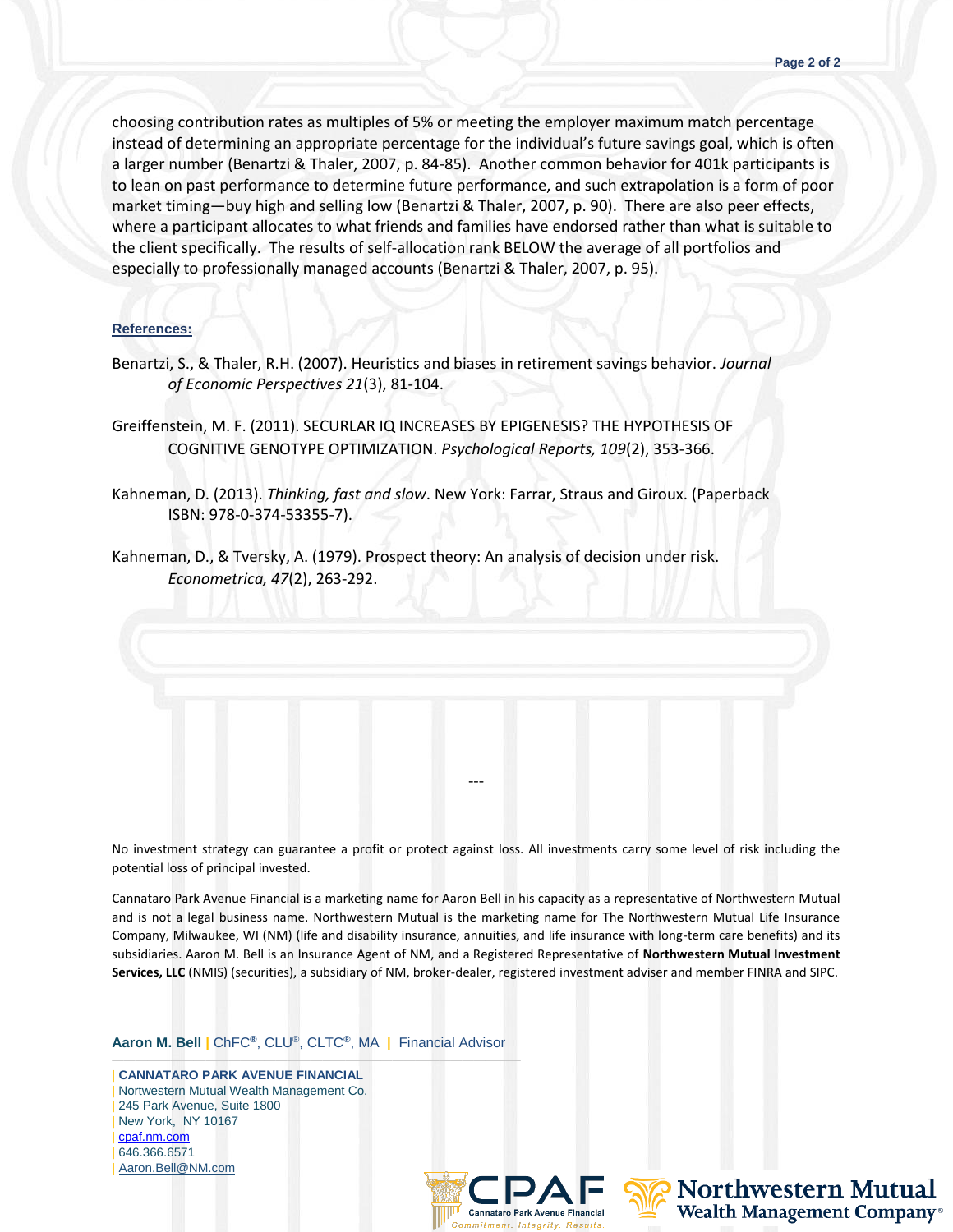choosing contribution rates as multiples of 5% or meeting the employer maximum match percentage instead of determining an appropriate percentage for the individual's future savings goal, which is often a larger number (Benartzi & Thaler, 2007, p. 84-85). Another common behavior for 401k participants is to lean on past performance to determine future performance, and such extrapolation is a form of poor market timing—buy high and selling low (Benartzi & Thaler, 2007, p. 90). There are also peer effects, where a participant allocates to what friends and families have endorsed rather than what is suitable to the client specifically. The results of self-allocation rank BELOW the average of all portfolios and especially to professionally managed accounts (Benartzi & Thaler, 2007, p. 95).

**References:**

Benartzi, S., & Thaler, R.H. (2007). Heuristics and biases in retirement savings behavior. *Journal of Economic Perspectives 21*(3), 81-104.

Greiffenstein, M. F. (2011). SECURLAR IQ INCREASES BY EPIGENESIS? THE HYPOTHESIS OF COGNITIVE GENOTYPE OPTIMIZATION. *Psychological Reports, 109*(2), 353-366.

Kahneman, D. (2013). *Thinking, fast and slow*. New York: Farrar, Straus and Giroux. (Paperback ISBN: 978-0-374-53355-7).

Kahneman, D., & Tversky, A. (1979). Prospect theory: An analysis of decision under risk. *Econometrica, 47*(2), 263-292.

---

No investment strategy can guarantee a profit or protect against loss. All investments carry some level of risk including the potential loss of principal invested.

Cannataro Park Avenue Financial is a marketing name for Aaron Bell in his capacity as a representative of Northwestern Mutual and is not a legal business name. Northwestern Mutual is the marketing name for The Northwestern Mutual Life Insurance Company, Milwaukee, WI (NM) (life and disability insurance, annuities, and life insurance with long-term care benefits) and its subsidiaries. Aaron M. Bell is an Insurance Agent of NM, and a Registered Representative of **Northwestern Mutual Investment Services, LLC** (NMIS) (securities), a subsidiary of NM, broker-dealer, registered investment adviser and member FINRA and SIPC.

**Aaron M. Bell** | ChFC®, CLU®, CLTC®, MA | Financial Advisor

| **CANNATARO PARK AVENUE FINANCIAL**
| Nortwestern Mutual Wealth Management Co.
| 245 Park Avenue, Suite 1800
| New York, NY 10167
| cpaf.nm.com
| 646.366.6571
| Aaron.Bell@NM.com

CPAF Cannataro Park Avenue Financial Commitment. Integrity. Results.

Northwestern Mutual Wealth Management Company®